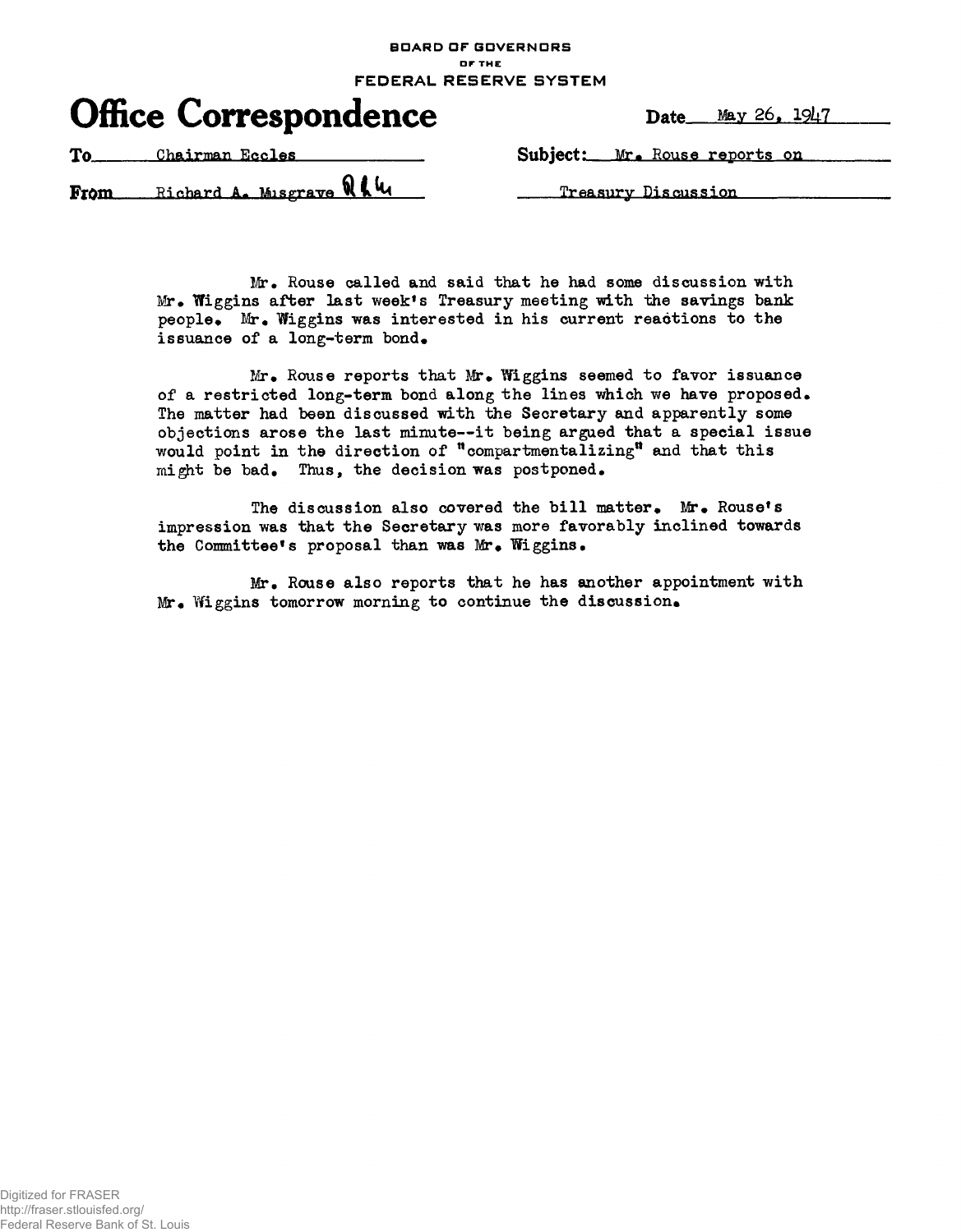BOARD OF GOVERNORS
OF THE
FEDERAL RESERVE SYSTEM

# Office Correspondence

**Date** May 26, 1947

**To** Chairman Eccles

**From** Richard A. Musgrave RAM

**Subject:** Mr. Rouse reports on Treasury Discussion

Mr. Rouse called and said that he had some discussion with Mr. Wiggins after last week's Treasury meeting with the savings bank people. Mr. Wiggins was interested in his current reactions to the issuance of a long-term bond.

Mr. Rouse reports that Mr. Wiggins seemed to favor issuance of a restricted long-term bond along the lines which we have proposed. The matter had been discussed with the Secretary and apparently some objections arose the last minute--it being argued that a special issue would point in the direction of "compartmentalizing" and that this might be bad. Thus, the decision was postponed.

The discussion also covered the bill matter. Mr. Rouse's impression was that the Secretary was more favorably inclined towards the Committee's proposal than was Mr. Wiggins.

Mr. Rouse also reports that he has another appointment with Mr. Wiggins tomorrow morning to continue the discussion.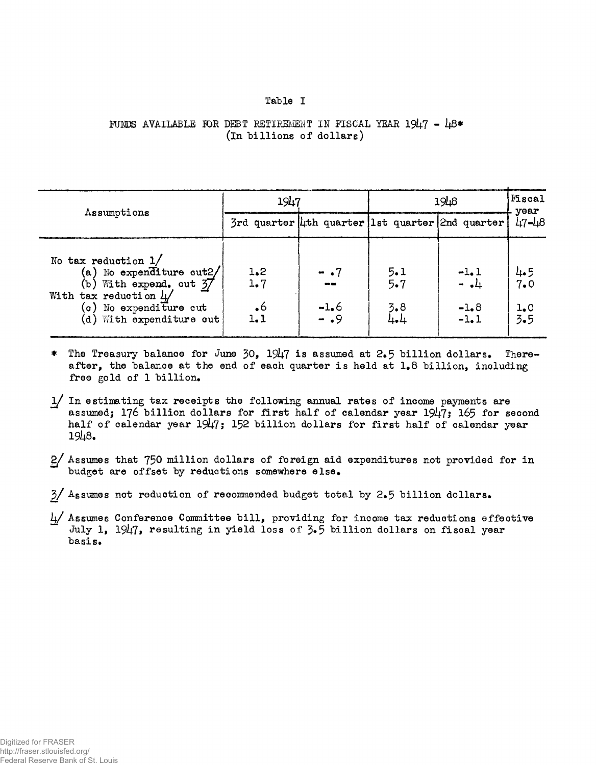Table I

FUNDS AVAILABLE FOR DEBT RETIREMENT IN FISCAL YEAR 1947 - 48*
(In billions of dollars)

| Assumptions | 1947 | | 1948 | | Fiscal year |
|---|---|---|---|---|---|
| | 3rd quarter | 4th quarter | 1st quarter | 2nd quarter | 47-48 |
| No tax reduction 1/ | | | | | |
| (a) No expenditure cut 2/ | 1.2 | - .7 | 5.1 | -1.1 | 4.5 |
| (b) With expend. cut 3/ | 1.7 | -- | 5.7 | - .4 | 7.0 |
| With tax reduction 4/ | | | | | |
| (c) No expenditure cut | .6 | -1.6 | 3.8 | -1.8 | 1.0 |
| (d) With expenditure cut | 1.1 | - .9 | 4.4 | -1.1 | 3.5 |

\* The Treasury balance for June 30, 1947 is assumed at 2.5 billion dollars. Thereafter, the balance at the end of each quarter is held at 1.8 billion, including free gold of 1 billion.

1/ In estimating tax receipts the following annual rates of income payments are assumed; 176 billion dollars for first half of calendar year 1947; 165 for second half of calendar year 1947; 152 billion dollars for first half of calendar year 1948.

2/ Assumes that 750 million dollars of foreign aid expenditures not provided for in budget are offset by reductions somewhere else.

3/ Assumes net reduction of recommended budget total by 2.5 billion dollars.

4/ Assumes Conference Committee bill, providing for income tax reductions effective July 1, 1947, resulting in yield loss of 3.5 billion dollars on fiscal year basis.